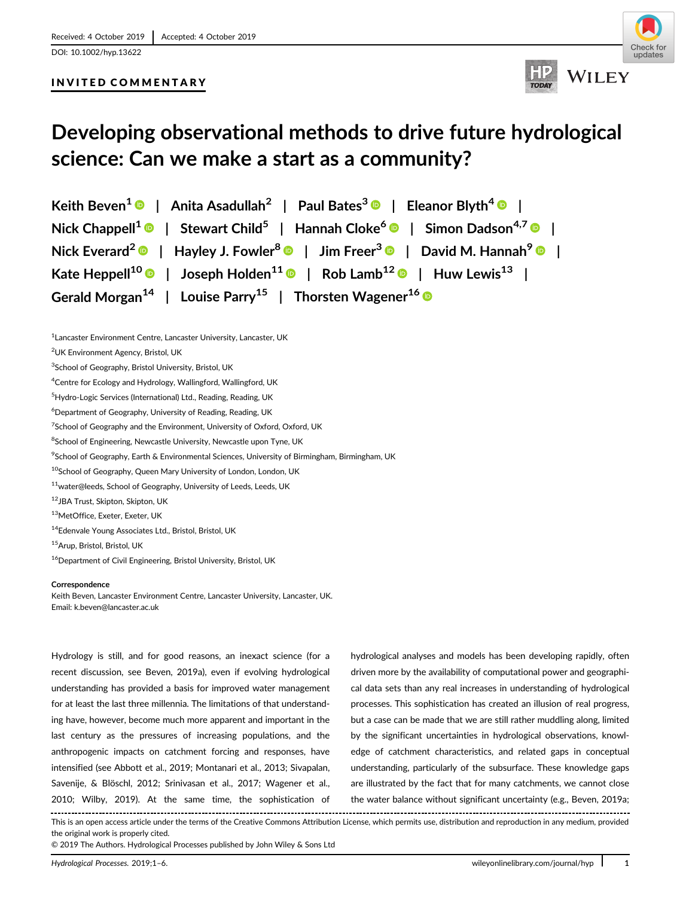Received: 4 October 2019 | Accepted: 4 October 2019

DOI: 10.1002/hyp.13622

**INVITED COMMENTARY**

# Developing observational methods to drive future hydrological science: Can we make a start as a community?

Keith Beven[1] | Anita Asadullah[2] | Paul Bates[3] | Eleanor Blyth[4] | Nick Chappell[1] | Stewart Child[5] | Hannah Cloke[6] | Simon Dadson[4,7] | Nick Everard[2] | Hayley J. Fowler[8] | Jim Freer[3] | David M. Hannah[9] | Kate Heppell[10] | Joseph Holden[11] | Rob Lamb[12] | Huw Lewis[13] | Gerald Morgan[14] | Louise Parry[15] | Thorsten Wagener[16]

[1]Lancaster Environment Centre, Lancaster University, Lancaster, UK
[2]UK Environment Agency, Bristol, UK
[3]School of Geography, Bristol University, Bristol, UK
[4]Centre for Ecology and Hydrology, Wallingford, Wallingford, UK
[5]Hydro-Logic Services (International) Ltd., Reading, Reading, UK
[6]Department of Geography, University of Reading, Reading, UK
[7]School of Geography and the Environment, University of Oxford, Oxford, UK
[8]School of Engineering, Newcastle University, Newcastle upon Tyne, UK
[9]School of Geography, Earth & Environmental Sciences, University of Birmingham, Birmingham, UK
[10]School of Geography, Queen Mary University of London, London, UK
[11]water@leeds, School of Geography, University of Leeds, Leeds, UK
[12]JBA Trust, Skipton, Skipton, UK
[13]MetOffice, Exeter, Exeter, UK
[14]Edenvale Young Associates Ltd., Bristol, Bristol, UK
[15]Arup, Bristol, Bristol, UK
[16]Department of Civil Engineering, Bristol University, Bristol, UK

**Correspondence**
Keith Beven, Lancaster Environment Centre, Lancaster University, Lancaster, UK.
Email: k.beven@lancaster.ac.uk

Hydrology is still, and for good reasons, an inexact science (for a recent discussion, see Beven, 2019a), even if evolving hydrological understanding has provided a basis for improved water management for at least the last three millennia. The limitations of that understanding have, however, become much more apparent and important in the last century as the pressures of increasing populations, and the anthropogenic impacts on catchment forcing and responses, have intensified (see Abbott et al., 2019; Montanari et al., 2013; Sivapalan, Savenije, & Blöschl, 2012; Srinivasan et al., 2017; Wagener et al., 2010; Wilby, 2019). At the same time, the sophistication of hydrological analyses and models has been developing rapidly, often driven more by the availability of computational power and geographical data sets than any real increases in understanding of hydrological processes. This sophistication has created an illusion of real progress, but a case can be made that we are still rather muddling along, limited by the significant uncertainties in hydrological observations, knowledge of catchment characteristics, and related gaps in conceptual understanding, particularly of the subsurface. These knowledge gaps are illustrated by the fact that for many catchments, we cannot close the water balance without significant uncertainty (e.g., Beven, 2019a;

This is an open access article under the terms of the Creative Commons Attribution License, which permits use, distribution and reproduction in any medium, provided the original work is properly cited.
© 2019 The Authors. Hydrological Processes published by John Wiley & Sons Ltd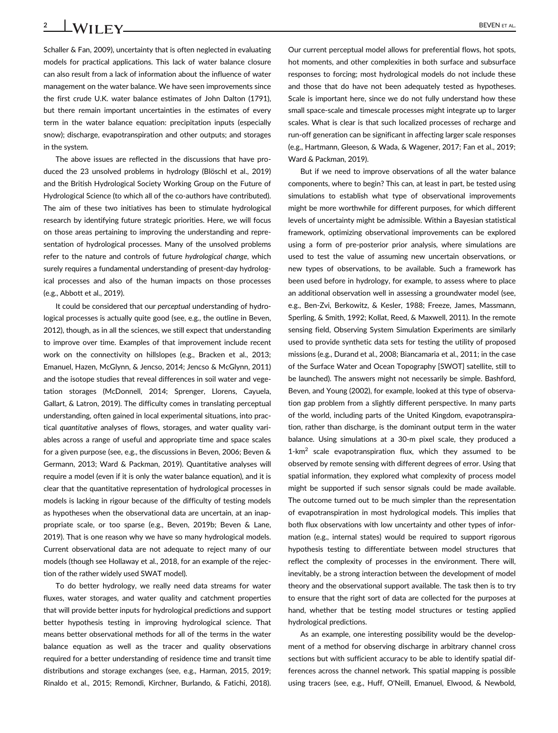Schaller & Fan, 2009), uncertainty that is often neglected in evaluating models for practical applications. This lack of water balance closure can also result from a lack of information about the influence of water management on the water balance. We have seen improvements since the first crude U.K. water balance estimates of John Dalton (1791), but there remain important uncertainties in the estimates of every term in the water balance equation: precipitation inputs (especially snow); discharge, evapotranspiration and other outputs; and storages in the system.

The above issues are reflected in the discussions that have produced the 23 unsolved problems in hydrology (Blöschl et al., 2019) and the British Hydrological Society Working Group on the Future of Hydrological Science (to which all of the co-authors have contributed). The aim of these two initiatives has been to stimulate hydrological research by identifying future strategic priorities. Here, we will focus on those areas pertaining to improving the understanding and representation of hydrological processes. Many of the unsolved problems refer to the nature and controls of future *hydrological change*, which surely requires a fundamental understanding of present-day hydrological processes and also of the human impacts on those processes (e.g., Abbott et al., 2019).

It could be considered that our *perceptual* understanding of hydrological processes is actually quite good (see, e.g., the outline in Beven, 2012), though, as in all the sciences, we still expect that understanding to improve over time. Examples of that improvement include recent work on the connectivity on hillslopes (e.g., Bracken et al., 2013; Emanuel, Hazen, McGlynn, & Jencso, 2014; Jencso & McGlynn, 2011) and the isotope studies that reveal differences in soil water and vegetation storages (McDonnell, 2014; Sprenger, Llorens, Cayuela, Gallart, & Latron, 2019). The difficulty comes in translating perceptual understanding, often gained in local experimental situations, into practical *quantitative* analyses of flows, storages, and water quality variables across a range of useful and appropriate time and space scales for a given purpose (see, e.g., the discussions in Beven, 2006; Beven & Germann, 2013; Ward & Packman, 2019). Quantitative analyses will require a model (even if it is only the water balance equation), and it is clear that the quantitative representation of hydrological processes in models is lacking in rigour because of the difficulty of testing models as hypotheses when the observational data are uncertain, at an inappropriate scale, or too sparse (e.g., Beven, 2019b; Beven & Lane, 2019). That is one reason why we have so many hydrological models. Current observational data are not adequate to reject many of our models (though see Hollaway et al., 2018, for an example of the rejection of the rather widely used SWAT model).

To do better hydrology, we really need data streams for water fluxes, water storages, and water quality and catchment properties that will provide better inputs for hydrological predictions and support better hypothesis testing in improving hydrological science. That means better observational methods for all of the terms in the water balance equation as well as the tracer and quality observations required for a better understanding of residence time and transit time distributions and storage exchanges (see, e.g., Harman, 2015, 2019; Rinaldo et al., 2015; Remondi, Kirchner, Burlando, & Fatichi, 2018). Our current perceptual model allows for preferential flows, hot spots, hot moments, and other complexities in both surface and subsurface responses to forcing; most hydrological models do not include these and those that do have not been adequately tested as hypotheses. Scale is important here, since we do not fully understand how these small space-scale and timescale processes might integrate up to larger scales. What is clear is that such localized processes of recharge and run-off generation can be significant in affecting larger scale responses (e.g., Hartmann, Gleeson, & Wada, & Wagener, 2017; Fan et al., 2019; Ward & Packman, 2019).

But if we need to improve observations of all the water balance components, where to begin? This can, at least in part, be tested using simulations to establish what type of observational improvements might be more worthwhile for different purposes, for which different levels of uncertainty might be admissible. Within a Bayesian statistical framework, optimizing observational improvements can be explored using a form of pre-posterior prior analysis, where simulations are used to test the value of assuming new uncertain observations, or new types of observations, to be available. Such a framework has been used before in hydrology, for example, to assess where to place an additional observation well in assessing a groundwater model (see, e.g., Ben-Zvi, Berkowitz, & Kesler, 1988; Freeze, James, Massmann, Sperling, & Smith, 1992; Kollat, Reed, & Maxwell, 2011). In the remote sensing field, Observing System Simulation Experiments are similarly used to provide synthetic data sets for testing the utility of proposed missions (e.g., Durand et al., 2008; Biancamaria et al., 2011; in the case of the Surface Water and Ocean Topography [SWOT] satellite, still to be launched). The answers might not necessarily be simple. Bashford, Beven, and Young (2002), for example, looked at this type of observation gap problem from a slightly different perspective. In many parts of the world, including parts of the United Kingdom, evapotranspiration, rather than discharge, is the dominant output term in the water balance. Using simulations at a 30-m pixel scale, they produced a 1-km$^2$ scale evapotranspiration flux, which they assumed to be observed by remote sensing with different degrees of error. Using that spatial information, they explored what complexity of process model might be supported if such sensor signals could be made available. The outcome turned out to be much simpler than the representation of evapotranspiration in most hydrological models. This implies that both flux observations with low uncertainty and other types of information (e.g., internal states) would be required to support rigorous hypothesis testing to differentiate between model structures that reflect the complexity of processes in the environment. There will, inevitably, be a strong interaction between the development of model theory and the observational support available. The task then is to try to ensure that the right sort of data are collected for the purposes at hand, whether that be testing model structures or testing applied hydrological predictions.

As an example, one interesting possibility would be the development of a method for observing discharge in arbitrary channel cross sections but with sufficient accuracy to be able to identify spatial differences across the channel network. This spatial mapping is possible using tracers (see, e.g., Huff, O'Neill, Emanuel, Elwood, & Newbold,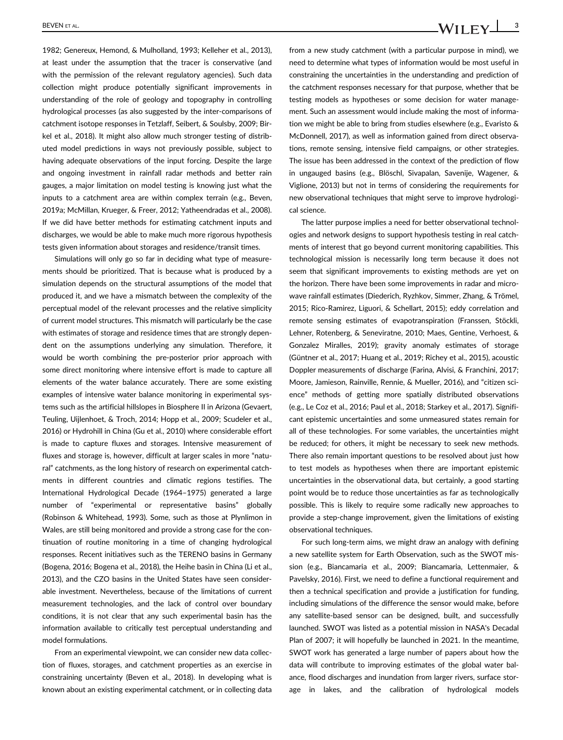1982; Genereux, Hemond, & Mulholland, 1993; Kelleher et al., 2013), at least under the assumption that the tracer is conservative (and with the permission of the relevant regulatory agencies). Such data collection might produce potentially significant improvements in understanding of the role of geology and topography in controlling hydrological processes (as also suggested by the inter-comparisons of catchment isotope responses in Tetzlaff, Seibert, & Soulsby, 2009; Birkel et al., 2018). It might also allow much stronger testing of distributed model predictions in ways not previously possible, subject to having adequate observations of the input forcing. Despite the large and ongoing investment in rainfall radar methods and better rain gauges, a major limitation on model testing is knowing just what the inputs to a catchment area are within complex terrain (e.g., Beven, 2019a; McMillan, Krueger, & Freer, 2012; Yatheendradas et al., 2008). If we did have better methods for estimating catchment inputs and discharges, we would be able to make much more rigorous hypothesis tests given information about storages and residence/transit times.

Simulations will only go so far in deciding what type of measurements should be prioritized. That is because what is produced by a simulation depends on the structural assumptions of the model that produced it, and we have a mismatch between the complexity of the perceptual model of the relevant processes and the relative simplicity of current model structures. This mismatch will particularly be the case with estimates of storage and residence times that are strongly dependent on the assumptions underlying any simulation. Therefore, it would be worth combining the pre-posterior prior approach with some direct monitoring where intensive effort is made to capture all elements of the water balance accurately. There are some existing examples of intensive water balance monitoring in experimental systems such as the artificial hillslopes in Biosphere II in Arizona (Gevaert, Teuling, Uijlenhoet, & Troch, 2014; Hopp et al., 2009; Scudeler et al., 2016) or Hydrohill in China (Gu et al., 2010) where considerable effort is made to capture fluxes and storages. Intensive measurement of fluxes and storage is, however, difficult at larger scales in more "natural" catchments, as the long history of research on experimental catchments in different countries and climatic regions testifies. The International Hydrological Decade (1964–1975) generated a large number of "experimental or representative basins" globally (Robinson & Whitehead, 1993). Some, such as those at Plynlimon in Wales, are still being monitored and provide a strong case for the continuation of routine monitoring in a time of changing hydrological responses. Recent initiatives such as the TERENO basins in Germany (Bogena, 2016; Bogena et al., 2018), the Heihe basin in China (Li et al., 2013), and the CZO basins in the United States have seen considerable investment. Nevertheless, because of the limitations of current measurement technologies, and the lack of control over boundary conditions, it is not clear that any such experimental basin has the information available to critically test perceptual understanding and model formulations.

From an experimental viewpoint, we can consider new data collection of fluxes, storages, and catchment properties as an exercise in constraining uncertainty (Beven et al., 2018). In developing what is known about an existing experimental catchment, or in collecting data from a new study catchment (with a particular purpose in mind), we need to determine what types of information would be most useful in constraining the uncertainties in the understanding and prediction of the catchment responses necessary for that purpose, whether that be testing models as hypotheses or some decision for water management. Such an assessment would include making the most of information we might be able to bring from studies elsewhere (e.g., Evaristo & McDonnell, 2017), as well as information gained from direct observations, remote sensing, intensive field campaigns, or other strategies. The issue has been addressed in the context of the prediction of flow in ungauged basins (e.g., Blöschl, Sivapalan, Savenije, Wagener, & Viglione, 2013) but not in terms of considering the requirements for new observational techniques that might serve to improve hydrological science.

The latter purpose implies a need for better observational technologies and network designs to support hypothesis testing in real catchments of interest that go beyond current monitoring capabilities. This technological mission is necessarily long term because it does not seem that significant improvements to existing methods are yet on the horizon. There have been some improvements in radar and microwave rainfall estimates (Diederich, Ryzhkov, Simmer, Zhang, & Trömel, 2015; Rico-Ramirez, Liguori, & Schellart, 2015); eddy correlation and remote sensing estimates of evapotranspiration (Franssen, Stöckli, Lehner, Rotenberg, & Seneviratne, 2010; Maes, Gentine, Verhoest, & Gonzalez Miralles, 2019); gravity anomaly estimates of storage (Güntner et al., 2017; Huang et al., 2019; Richey et al., 2015), acoustic Doppler measurements of discharge (Farina, Alvisi, & Franchini, 2017; Moore, Jamieson, Rainville, Rennie, & Mueller, 2016), and "citizen science" methods of getting more spatially distributed observations (e.g., Le Coz et al., 2016; Paul et al., 2018; Starkey et al., 2017). Significant epistemic uncertainties and some unmeasured states remain for all of these technologies. For some variables, the uncertainties might be reduced; for others, it might be necessary to seek new methods. There also remain important questions to be resolved about just how to test models as hypotheses when there are important epistemic uncertainties in the observational data, but certainly, a good starting point would be to reduce those uncertainties as far as technologically possible. This is likely to require some radically new approaches to provide a step-change improvement, given the limitations of existing observational techniques.

For such long-term aims, we might draw an analogy with defining a new satellite system for Earth Observation, such as the SWOT mission (e.g., Biancamaria et al., 2009; Biancamaria, Lettenmaier, & Pavelsky, 2016). First, we need to define a functional requirement and then a technical specification and provide a justification for funding, including simulations of the difference the sensor would make, before any satellite-based sensor can be designed, built, and successfully launched. SWOT was listed as a potential mission in NASA's Decadal Plan of 2007; it will hopefully be launched in 2021. In the meantime, SWOT work has generated a large number of papers about how the data will contribute to improving estimates of the global water balance, flood discharges and inundation from larger rivers, surface storage in lakes, and the calibration of hydrological models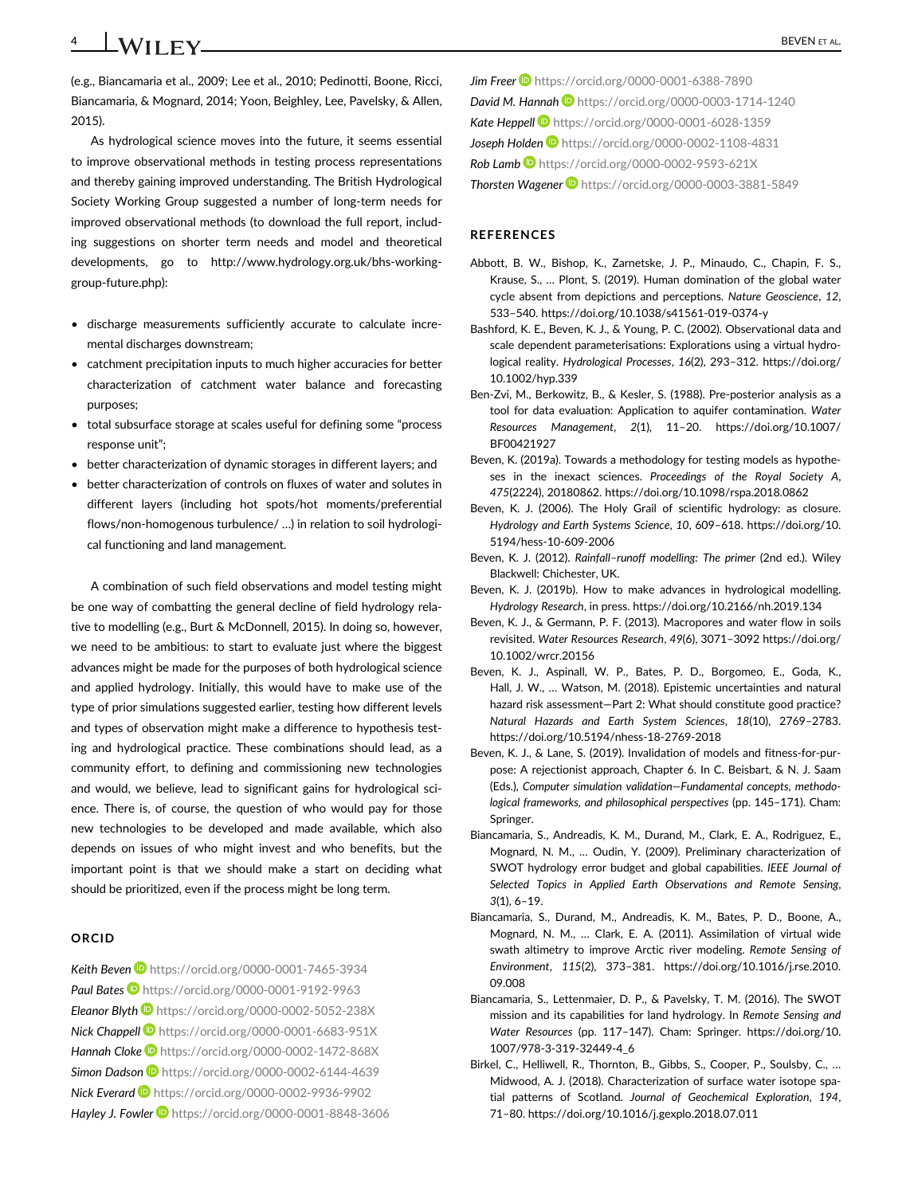(e.g., Biancamaria et al., 2009; Lee et al., 2010; Pedinotti, Boone, Ricci, Biancamaria, & Mognard, 2014; Yoon, Beighley, Lee, Pavelsky, & Allen, 2015).

As hydrological science moves into the future, it seems essential to improve observational methods in testing process representations and thereby gaining improved understanding. The British Hydrological Society Working Group suggested a number of long-term needs for improved observational methods (to download the full report, including suggestions on shorter term needs and model and theoretical developments, go to http://www.hydrology.org.uk/bhs-working-group-future.php):

- discharge measurements sufficiently accurate to calculate incremental discharges downstream;
- catchment precipitation inputs to much higher accuracies for better characterization of catchment water balance and forecasting purposes;
- total subsurface storage at scales useful for defining some "process response unit";
- better characterization of dynamic storages in different layers; and
- better characterization of controls on fluxes of water and solutes in different layers (including hot spots/hot moments/preferential flows/non-homogenous turbulence/ …) in relation to soil hydrological functioning and land management.

A combination of such field observations and model testing might be one way of combatting the general decline of field hydrology relative to modelling (e.g., Burt & McDonnell, 2015). In doing so, however, we need to be ambitious: to start to evaluate just where the biggest advances might be made for the purposes of both hydrological science and applied hydrology. Initially, this would have to make use of the type of prior simulations suggested earlier, testing how different levels and types of observation might make a difference to hypothesis testing and hydrological practice. These combinations should lead, as a community effort, to defining and commissioning new technologies and would, we believe, lead to significant gains for hydrological science. There is, of course, the question of who would pay for those new technologies to be developed and made available, which also depends on issues of who might invest and who benefits, but the important point is that we should make a start on deciding what should be prioritized, even if the process might be long term.

## ORCID

*Keith Beven* https://orcid.org/0000-0001-7465-3934
*Paul Bates* https://orcid.org/0000-0001-9192-9963
*Eleanor Blyth* https://orcid.org/0000-0002-5052-238X
*Nick Chappell* https://orcid.org/0000-0001-6683-951X
*Hannah Cloke* https://orcid.org/0000-0002-1472-868X
*Simon Dadson* https://orcid.org/0000-0002-6144-4639
*Nick Everard* https://orcid.org/0000-0002-9936-9902
*Hayley J. Fowler* https://orcid.org/0000-0001-8848-3606
*Jim Freer* https://orcid.org/0000-0001-6388-7890
*David M. Hannah* https://orcid.org/0000-0003-1714-1240
*Kate Heppell* https://orcid.org/0000-0001-6028-1359
*Joseph Holden* https://orcid.org/0000-0002-1108-4831
*Rob Lamb* https://orcid.org/0000-0002-9593-621X
*Thorsten Wagener* https://orcid.org/0000-0003-3881-5849

## REFERENCES

Abbott, B. W., Bishop, K., Zarnetske, J. P., Minaudo, C., Chapin, F. S., Krause, S., … Plont, S. (2019). Human domination of the global water cycle absent from depictions and perceptions. *Nature Geoscience*, *12*, 533–540. https://doi.org/10.1038/s41561-019-0374-y

Bashford, K. E., Beven, K. J., & Young, P. C. (2002). Observational data and scale dependent parameterisations: Explorations using a virtual hydrological reality. *Hydrological Processes*, *16*(2), 293–312. https://doi.org/10.1002/hyp.339

Ben-Zvi, M., Berkowitz, B., & Kesler, S. (1988). Pre-posterior analysis as a tool for data evaluation: Application to aquifer contamination. *Water Resources Management*, *2*(1), 11–20. https://doi.org/10.1007/BF00421927

Beven, K. (2019a). Towards a methodology for testing models as hypotheses in the inexact sciences. *Proceedings of the Royal Society A*, *475*(2224), 20180862. https://doi.org/10.1098/rspa.2018.0862

Beven, K. J. (2006). The Holy Grail of scientific hydrology: as closure. *Hydrology and Earth Systems Science*, *10*, 609–618. https://doi.org/10.5194/hess-10-609-2006

Beven, K. J. (2012). *Rainfall–runoff modelling: The primer* (2nd ed.). Wiley Blackwell: Chichester, UK.

Beven, K. J. (2019b). How to make advances in hydrological modelling. *Hydrology Research*, in press. https://doi.org/10.2166/nh.2019.134

Beven, K. J., & Germann, P. F. (2013). Macropores and water flow in soils revisited. *Water Resources Research*, *49*(6), 3071–3092 https://doi.org/10.1002/wrcr.20156

Beven, K. J., Aspinall, W. P., Bates, P. D., Borgomeo, E., Goda, K., Hall, J. W., … Watson, M. (2018). Epistemic uncertainties and natural hazard risk assessment—Part 2: What should constitute good practice? *Natural Hazards and Earth System Sciences*, *18*(10), 2769–2783. https://doi.org/10.5194/nhess-18-2769-2018

Beven, K. J., & Lane, S. (2019). Invalidation of models and fitness-for-purpose: A rejectionist approach, Chapter 6. In C. Beisbart, & N. J. Saam (Eds.), *Computer simulation validation—Fundamental concepts, methodological frameworks, and philosophical perspectives* (pp. 145–171). Cham: Springer.

Biancamaria, S., Andreadis, K. M., Durand, M., Clark, E. A., Rodriguez, E., Mognard, N. M., … Oudin, Y. (2009). Preliminary characterization of SWOT hydrology error budget and global capabilities. *IEEE Journal of Selected Topics in Applied Earth Observations and Remote Sensing*, *3*(1), 6–19.

Biancamaria, S., Durand, M., Andreadis, K. M., Bates, P. D., Boone, A., Mognard, N. M., … Clark, E. A. (2011). Assimilation of virtual wide swath altimetry to improve Arctic river modeling. *Remote Sensing of Environment*, *115*(2), 373–381. https://doi.org/10.1016/j.rse.2010.09.008

Biancamaria, S., Lettenmaier, D. P., & Pavelsky, T. M. (2016). The SWOT mission and its capabilities for land hydrology. In *Remote Sensing and Water Resources* (pp. 117–147). Cham: Springer. https://doi.org/10.1007/978-3-319-32449-4_6

Birkel, C., Helliwell, R., Thornton, B., Gibbs, S., Cooper, P., Soulsby, C., … Midwood, A. J. (2018). Characterization of surface water isotope spatial patterns of Scotland. *Journal of Geochemical Exploration*, *194*, 71–80. https://doi.org/10.1016/j.gexplo.2018.07.011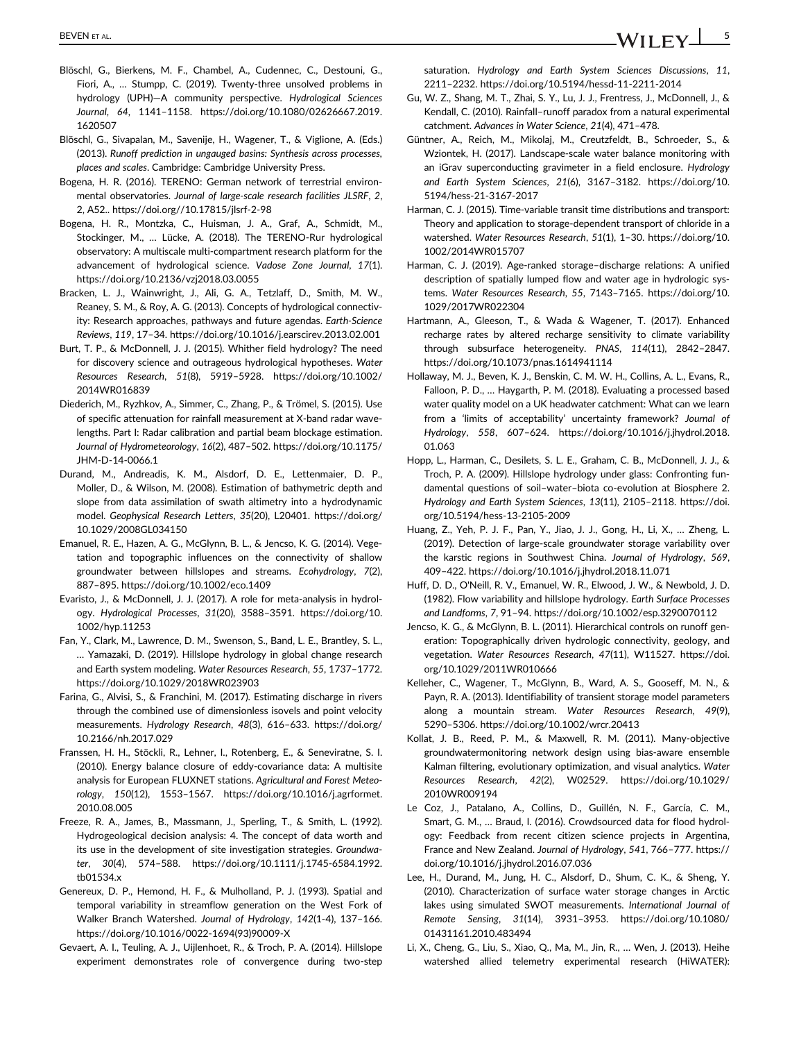Blöschl, G., Bierkens, M. F., Chambel, A., Cudennec, C., Destouni, G., Fiori, A., … Stumpp, C. (2019). Twenty-three unsolved problems in hydrology (UPH)—A community perspective. *Hydrological Sciences Journal*, *64*, 1141–1158. https://doi.org/10.1080/02626667.2019.1620507

Blöschl, G., Sivapalan, M., Savenije, H., Wagener, T., & Viglione, A. (Eds.) (2013). *Runoff prediction in ungauged basins: Synthesis across processes, places and scales*. Cambridge: Cambridge University Press.

Bogena, H. R. (2016). TERENO: German network of terrestrial environmental observatories. *Journal of large-scale research facilities JLSRF*, *2*, 2, A52.. https://doi.org//10.17815/jlsrf-2-98

Bogena, H. R., Montzka, C., Huisman, J. A., Graf, A., Schmidt, M., Stockinger, M., … Lücke, A. (2018). The TERENO-Rur hydrological observatory: A multiscale multi-compartment research platform for the advancement of hydrological science. *Vadose Zone Journal*, *17*(1). https://doi.org/10.2136/vzj2018.03.0055

Bracken, L. J., Wainwright, J., Ali, G. A., Tetzlaff, D., Smith, M. W., Reaney, S. M., & Roy, A. G. (2013). Concepts of hydrological connectivity: Research approaches, pathways and future agendas. *Earth-Science Reviews*, *119*, 17–34. https://doi.org/10.1016/j.earscirev.2013.02.001

Burt, T. P., & McDonnell, J. J. (2015). Whither field hydrology? The need for discovery science and outrageous hydrological hypotheses. *Water Resources Research*, *51*(8), 5919–5928. https://doi.org/10.1002/2014WR016839

Diederich, M., Ryzhkov, A., Simmer, C., Zhang, P., & Trömel, S. (2015). Use of specific attenuation for rainfall measurement at X-band radar wavelengths. Part I: Radar calibration and partial beam blockage estimation. *Journal of Hydrometeorology*, *16*(2), 487–502. https://doi.org/10.1175/JHM-D-14-0066.1

Durand, M., Andreadis, K. M., Alsdorf, D. E., Lettenmaier, D. P., Moller, D., & Wilson, M. (2008). Estimation of bathymetric depth and slope from data assimilation of swath altimetry into a hydrodynamic model. *Geophysical Research Letters*, *35*(20), L20401. https://doi.org/10.1029/2008GL034150

Emanuel, R. E., Hazen, A. G., McGlynn, B. L., & Jencso, K. G. (2014). Vegetation and topographic influences on the connectivity of shallow groundwater between hillslopes and streams. *Ecohydrology*, *7*(2), 887–895. https://doi.org/10.1002/eco.1409

Evaristo, J., & McDonnell, J. J. (2017). A role for meta-analysis in hydrology. *Hydrological Processes*, *31*(20), 3588–3591. https://doi.org/10.1002/hyp.11253

Fan, Y., Clark, M., Lawrence, D. M., Swenson, S., Band, L. E., Brantley, S. L., … Yamazaki, D. (2019). Hillslope hydrology in global change research and Earth system modeling. *Water Resources Research*, *55*, 1737–1772. https://doi.org/10.1029/2018WR023903

Farina, G., Alvisi, S., & Franchini, M. (2017). Estimating discharge in rivers through the combined use of dimensionless isovels and point velocity measurements. *Hydrology Research*, *48*(3), 616–633. https://doi.org/10.2166/nh.2017.029

Franssen, H. H., Stöckli, R., Lehner, I., Rotenberg, E., & Seneviratne, S. I. (2010). Energy balance closure of eddy-covariance data: A multisite analysis for European FLUXNET stations. *Agricultural and Forest Meteorology*, *150*(12), 1553–1567. https://doi.org/10.1016/j.agrformet.2010.08.005

Freeze, R. A., James, B., Massmann, J., Sperling, T., & Smith, L. (1992). Hydrogeological decision analysis: 4. The concept of data worth and its use in the development of site investigation strategies. *Groundwater*, *30*(4), 574–588. https://doi.org/10.1111/j.1745-6584.1992.tb01534.x

Genereux, D. P., Hemond, H. F., & Mulholland, P. J. (1993). Spatial and temporal variability in streamflow generation on the West Fork of Walker Branch Watershed. *Journal of Hydrology*, *142*(1-4), 137–166. https://doi.org/10.1016/0022-1694(93)90009-X

Gevaert, A. I., Teuling, A. J., Uijlenhoet, R., & Troch, P. A. (2014). Hillslope experiment demonstrates role of convergence during two-step saturation. *Hydrology and Earth System Sciences Discussions*, *11*, 2211–2232. https://doi.org/10.5194/hessd-11-2211-2014

Gu, W. Z., Shang, M. T., Zhai, S. Y., Lu, J. J., Frentress, J., McDonnell, J., & Kendall, C. (2010). Rainfall–runoff paradox from a natural experimental catchment. *Advances in Water Science*, *21*(4), 471–478.

Güntner, A., Reich, M., Mikolaj, M., Creutzfeldt, B., Schroeder, S., & Wziontek, H. (2017). Landscape-scale water balance monitoring with an iGrav superconducting gravimeter in a field enclosure. *Hydrology and Earth System Sciences*, *21*(6), 3167–3182. https://doi.org/10.5194/hess-21-3167-2017

Harman, C. J. (2015). Time-variable transit time distributions and transport: Theory and application to storage-dependent transport of chloride in a watershed. *Water Resources Research*, *51*(1), 1–30. https://doi.org/10.1002/2014WR015707

Harman, C. J. (2019). Age-ranked storage–discharge relations: A unified description of spatially lumped flow and water age in hydrologic systems. *Water Resources Research*, *55*, 7143–7165. https://doi.org/10.1029/2017WR022304

Hartmann, A., Gleeson, T., & Wada & Wagener, T. (2017). Enhanced recharge rates by altered recharge sensitivity to climate variability through subsurface heterogeneity. *PNAS*, *114*(11), 2842–2847. https://doi.org/10.1073/pnas.1614941114

Hollaway, M. J., Beven, K. J., Benskin, C. M. W. H., Collins, A. L., Evans, R., Falloon, P. D., … Haygarth, P. M. (2018). Evaluating a processed based water quality model on a UK headwater catchment: What can we learn from a 'limits of acceptability' uncertainty framework? *Journal of Hydrology*, *558*, 607–624. https://doi.org/10.1016/j.jhydrol.2018.01.063

Hopp, L., Harman, C., Desilets, S. L. E., Graham, C. B., McDonnell, J. J., & Troch, P. A. (2009). Hillslope hydrology under glass: Confronting fundamental questions of soil–water–biota co-evolution at Biosphere 2. *Hydrology and Earth System Sciences*, *13*(11), 2105–2118. https://doi.org/10.5194/hess-13-2105-2009

Huang, Z., Yeh, P. J. F., Pan, Y., Jiao, J. J., Gong, H., Li, X., … Zheng, L. (2019). Detection of large-scale groundwater storage variability over the karstic regions in Southwest China. *Journal of Hydrology*, *569*, 409–422. https://doi.org/10.1016/j.jhydrol.2018.11.071

Huff, D. D., O'Neill, R. V., Emanuel, W. R., Elwood, J. W., & Newbold, J. D. (1982). Flow variability and hillslope hydrology. *Earth Surface Processes and Landforms*, *7*, 91–94. https://doi.org/10.1002/esp.3290070112

Jencso, K. G., & McGlynn, B. L. (2011). Hierarchical controls on runoff generation: Topographically driven hydrologic connectivity, geology, and vegetation. *Water Resources Research*, *47*(11), W11527. https://doi.org/10.1029/2011WR010666

Kelleher, C., Wagener, T., McGlynn, B., Ward, A. S., Gooseff, M. N., & Payn, R. A. (2013). Identifiability of transient storage model parameters along a mountain stream. *Water Resources Research*, *49*(9), 5290–5306. https://doi.org/10.1002/wrcr.20413

Kollat, J. B., Reed, P. M., & Maxwell, R. M. (2011). Many-objective groundwatermonitoring network design using bias-aware ensemble Kalman filtering, evolutionary optimization, and visual analytics. *Water Resources Research*, *42*(2), W02529. https://doi.org/10.1029/2010WR009194

Le Coz, J., Patalano, A., Collins, D., Guillén, N. F., García, C. M., Smart, G. M., … Braud, I. (2016). Crowdsourced data for flood hydrology: Feedback from recent citizen science projects in Argentina, France and New Zealand. *Journal of Hydrology*, *541*, 766–777. https://doi.org/10.1016/j.jhydrol.2016.07.036

Lee, H., Durand, M., Jung, H. C., Alsdorf, D., Shum, C. K., & Sheng, Y. (2010). Characterization of surface water storage changes in Arctic lakes using simulated SWOT measurements. *International Journal of Remote Sensing*, *31*(14), 3931–3953. https://doi.org/10.1080/01431161.2010.483494

Li, X., Cheng, G., Liu, S., Xiao, Q., Ma, M., Jin, R., … Wen, J. (2013). Heihe watershed allied telemetry experimental research (HiWATER):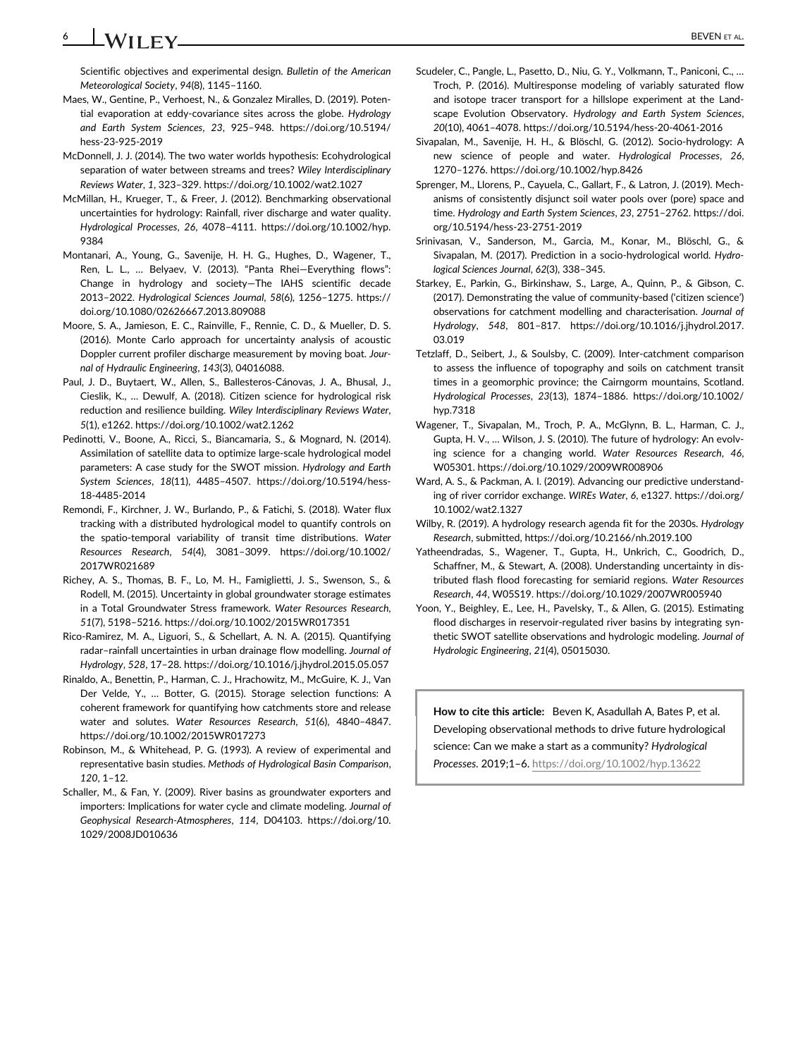Scientific objectives and experimental design. *Bulletin of the American Meteorological Society*, *94*(8), 1145–1160.

Maes, W., Gentine, P., Verhoest, N., & Gonzalez Miralles, D. (2019). Potential evaporation at eddy-covariance sites across the globe. *Hydrology and Earth System Sciences*, *23*, 925–948. https://doi.org/10.5194/hess-23-925-2019

McDonnell, J. J. (2014). The two water worlds hypothesis: Ecohydrological separation of water between streams and trees? *Wiley Interdisciplinary Reviews Water*, *1*, 323–329. https://doi.org/10.1002/wat2.1027

McMillan, H., Krueger, T., & Freer, J. (2012). Benchmarking observational uncertainties for hydrology: Rainfall, river discharge and water quality. *Hydrological Processes*, *26*, 4078–4111. https://doi.org/10.1002/hyp.9384

Montanari, A., Young, G., Savenije, H. H. G., Hughes, D., Wagener, T., Ren, L. L., … Belyaev, V. (2013). "Panta Rhei—Everything flows": Change in hydrology and society—The IAHS scientific decade 2013–2022. *Hydrological Sciences Journal*, *58*(6), 1256–1275. https://doi.org/10.1080/02626667.2013.809088

Moore, S. A., Jamieson, E. C., Rainville, F., Rennie, C. D., & Mueller, D. S. (2016). Monte Carlo approach for uncertainty analysis of acoustic Doppler current profiler discharge measurement by moving boat. *Journal of Hydraulic Engineering*, *143*(3), 04016088.

Paul, J. D., Buytaert, W., Allen, S., Ballesteros-Cánovas, J. A., Bhusal, J., Cieslik, K., … Dewulf, A. (2018). Citizen science for hydrological risk reduction and resilience building. *Wiley Interdisciplinary Reviews Water*, *5*(1), e1262. https://doi.org/10.1002/wat2.1262

Pedinotti, V., Boone, A., Ricci, S., Biancamaria, S., & Mognard, N. (2014). Assimilation of satellite data to optimize large-scale hydrological model parameters: A case study for the SWOT mission. *Hydrology and Earth System Sciences*, *18*(11), 4485–4507. https://doi.org/10.5194/hess-18-4485-2014

Remondi, F., Kirchner, J. W., Burlando, P., & Fatichi, S. (2018). Water flux tracking with a distributed hydrological model to quantify controls on the spatio-temporal variability of transit time distributions. *Water Resources Research*, *54*(4), 3081–3099. https://doi.org/10.1002/2017WR021689

Richey, A. S., Thomas, B. F., Lo, M. H., Famiglietti, J. S., Swenson, S., & Rodell, M. (2015). Uncertainty in global groundwater storage estimates in a Total Groundwater Stress framework. *Water Resources Research*, *51*(7), 5198–5216. https://doi.org/10.1002/2015WR017351

Rico-Ramirez, M. A., Liguori, S., & Schellart, A. N. A. (2015). Quantifying radar–rainfall uncertainties in urban drainage flow modelling. *Journal of Hydrology*, *528*, 17–28. https://doi.org/10.1016/j.jhydrol.2015.05.057

Rinaldo, A., Benettin, P., Harman, C. J., Hrachowitz, M., McGuire, K. J., Van Der Velde, Y., … Botter, G. (2015). Storage selection functions: A coherent framework for quantifying how catchments store and release water and solutes. *Water Resources Research*, *51*(6), 4840–4847. https://doi.org/10.1002/2015WR017273

Robinson, M., & Whitehead, P. G. (1993). A review of experimental and representative basin studies. *Methods of Hydrological Basin Comparison*, *120*, 1–12.

Schaller, M., & Fan, Y. (2009). River basins as groundwater exporters and importers: Implications for water cycle and climate modeling. *Journal of Geophysical Research-Atmospheres*, *114*, D04103. https://doi.org/10.1029/2008JD010636

Scudeler, C., Pangle, L., Pasetto, D., Niu, G. Y., Volkmann, T., Paniconi, C., … Troch, P. (2016). Multiresponse modeling of variably saturated flow and isotope tracer transport for a hillslope experiment at the Landscape Evolution Observatory. *Hydrology and Earth System Sciences*, *20*(10), 4061–4078. https://doi.org/10.5194/hess-20-4061-2016

Sivapalan, M., Savenije, H. H., & Blöschl, G. (2012). Socio-hydrology: A new science of people and water. *Hydrological Processes*, *26*, 1270–1276. https://doi.org/10.1002/hyp.8426

Sprenger, M., Llorens, P., Cayuela, C., Gallart, F., & Latron, J. (2019). Mechanisms of consistently disjunct soil water pools over (pore) space and time. *Hydrology and Earth System Sciences*, *23*, 2751–2762. https://doi.org/10.5194/hess-23-2751-2019

Srinivasan, V., Sanderson, M., Garcia, M., Konar, M., Blöschl, G., & Sivapalan, M. (2017). Prediction in a socio-hydrological world. *Hydrological Sciences Journal*, *62*(3), 338–345.

Starkey, E., Parkin, G., Birkinshaw, S., Large, A., Quinn, P., & Gibson, C. (2017). Demonstrating the value of community-based ('citizen science') observations for catchment modelling and characterisation. *Journal of Hydrology*, *548*, 801–817. https://doi.org/10.1016/j.jhydrol.2017.03.019

Tetzlaff, D., Seibert, J., & Soulsby, C. (2009). Inter-catchment comparison to assess the influence of topography and soils on catchment transit times in a geomorphic province; the Cairngorm mountains, Scotland. *Hydrological Processes*, *23*(13), 1874–1886. https://doi.org/10.1002/hyp.7318

Wagener, T., Sivapalan, M., Troch, P. A., McGlynn, B. L., Harman, C. J., Gupta, H. V., … Wilson, J. S. (2010). The future of hydrology: An evolving science for a changing world. *Water Resources Research*, *46*, W05301. https://doi.org/10.1029/2009WR008906

Ward, A. S., & Packman, A. I. (2019). Advancing our predictive understanding of river corridor exchange. *WIREs Water*, *6*, e1327. https://doi.org/10.1002/wat2.1327

Wilby, R. (2019). A hydrology research agenda fit for the 2030s. *Hydrology Research*, submitted, https://doi.org/10.2166/nh.2019.100

Yatheendradas, S., Wagener, T., Gupta, H., Unkrich, C., Goodrich, D., Schaffner, M., & Stewart, A. (2008). Understanding uncertainty in distributed flash flood forecasting for semiarid regions. *Water Resources Research*, *44*, W05S19. https://doi.org/10.1029/2007WR005940

Yoon, Y., Beighley, E., Lee, H., Pavelsky, T., & Allen, G. (2015). Estimating flood discharges in reservoir-regulated river basins by integrating synthetic SWOT satellite observations and hydrologic modeling. *Journal of Hydrologic Engineering*, *21*(4), 05015030.

**How to cite this article:** Beven K, Asadullah A, Bates P, et al. Developing observational methods to drive future hydrological science: Can we make a start as a community? *Hydrological Processes*. 2019;1–6. https://doi.org/10.1002/hyp.13622